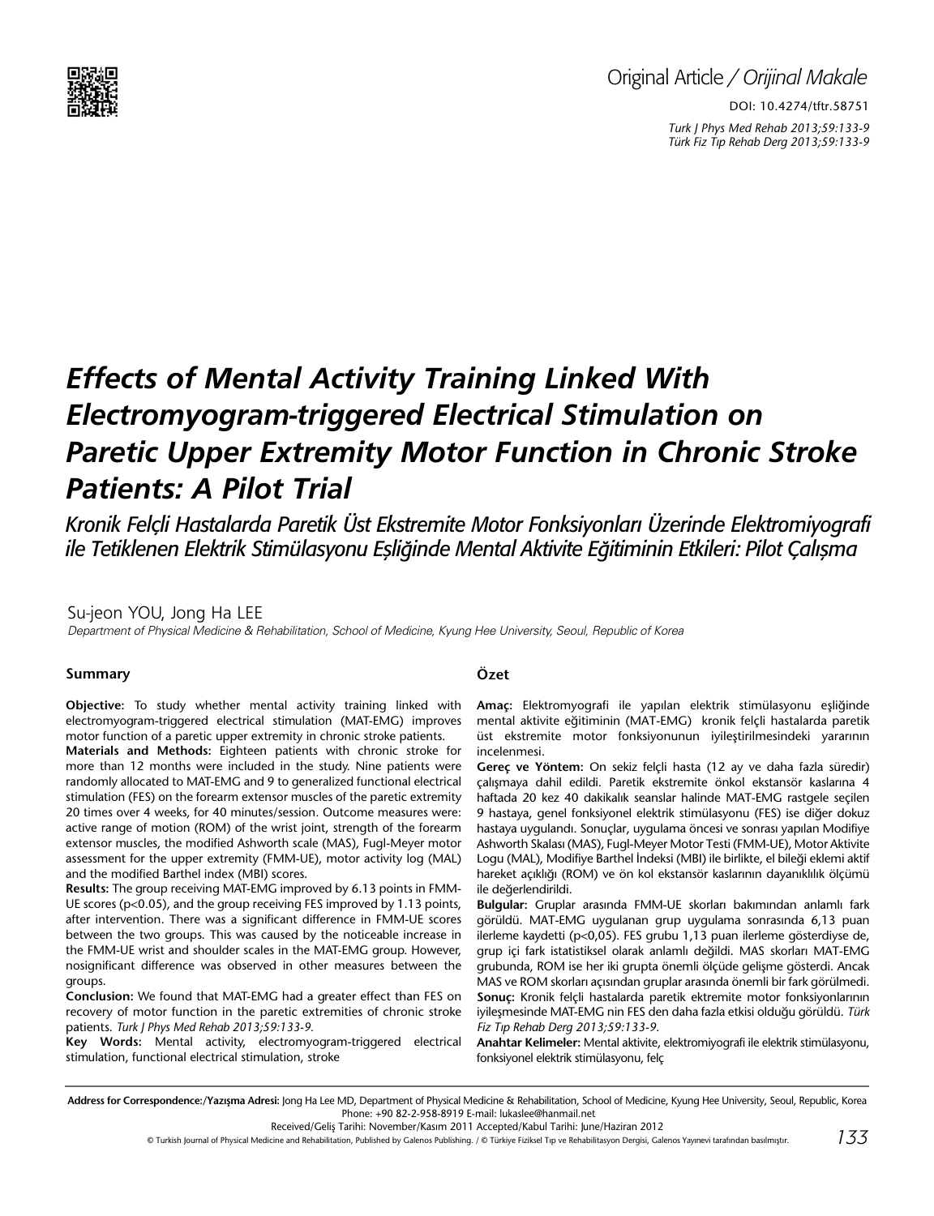Original Article / *Orijinal Makale*

DOI: 10.4274/tftr.58751

# Effects of Mental Activity Training Linked With Electromyogram-triggered Electrical Stimulation on Paretic Upper Extremity Motor Function in Chronic Stroke Patients: A Pilot Trial

## *Kronik Felçli Hastalarda Paretik Üst Ekstremite Motor Fonksiyonları Üzerinde Elektromiyografi ile Tetiklenen Elektrik Stimülasyonu Eşliğinde Mental Aktivite Eğitiminin Etkileri: Pilot Çalışma*

Su-jeon YOU, Jong Ha LEE

*Department of Physical Medicine & Rehabilitation, School of Medicine, Kyung Hee University, Seoul, Republic of Korea*

### Summary

**Objective:** To study whether mental activity training linked with electromyogram-triggered electrical stimulation (MAT-EMG) improves motor function of a paretic upper extremity in chronic stroke patients.

**Materials and Methods:** Eighteen patients with chronic stroke for more than 12 months were included in the study. Nine patients were randomly allocated to MAT-EMG and 9 to generalized functional electrical stimulation (FES) on the forearm extensor muscles of the paretic extremity 20 times over 4 weeks, for 40 minutes/session. Outcome measures were: active range of motion (ROM) of the wrist joint, strength of the forearm extensor muscles, the modified Ashworth scale (MAS), Fugl-Meyer motor assessment for the upper extremity (FMM-UE), motor activity log (MAL) and the modified Barthel index (MBI) scores.

**Results:** The group receiving MAT-EMG improved by 6.13 points in FMM-UE scores ($p<0.05$), and the group receiving FES improved by 1.13 points, after intervention. There was a significant difference in FMM-UE scores between the two groups. This was caused by the noticeable increase in the FMM-UE wrist and shoulder scales in the MAT-EMG group. However, nosignificant difference was observed in other measures between the groups.

**Conclusion:** We found that MAT-EMG had a greater effect than FES on recovery of motor function in the paretic extremities of chronic stroke patients. *Turk J Phys Med Rehab 2013;59:133-9.*

**Key Words:** Mental activity, electromyogram-triggered electrical stimulation, functional electrical stimulation, stroke

### Özet

**Amaç:** Elektromyografi ile yapılan elektrik stimülasyonu eşliğinde mental aktivite eğitiminin (MAT-EMG) kronik felçli hastalarda paretik üst ekstremite motor fonksiyonunun iyileştirilmesindeki yararının incelenmesi.

**Gereç ve Yöntem:** On sekiz felçli hasta (12 ay ve daha fazla süredir) çalışmaya dahil edildi. Paretik ekstremite önkol ekstansör kaslarına 4 haftada 20 kez 40 dakikalık seanslar halinde MAT-EMG rastgele seçilen 9 hastaya, genel fonksiyonel elektrik stimülasyonu (FES) ise diğer dokuz hastaya uygulandı. Sonuçlar, uygulama öncesi ve sonrası yapılan Modifiye Ashworth Skalası (MAS), Fugl-Meyer Motor Testi (FMM-UE), Motor Aktivite Logu (MAL), Modifiye Barthel İndeksi (MBI) ile birlikte, el bileği eklemi aktif hareket açıklığı (ROM) ve ön kol ekstansör kaslarının dayanıklılık ölçümü ile değerlendirildi.

**Bulgular:** Gruplar arasında FMM-UE skorları bakımından anlamlı fark görüldü. MAT-EMG uygulanan grup uygulama sonrasında 6,13 puan ilerleme kaydetti ($p<0,05$). FES grubu 1,13 puan ilerleme gösterdiyse de, grup içi fark istatistiksel olarak anlamlı değildi. MAS skorları MAT-EMG grubunda, ROM ise her iki grupta önemli ölçüde gelişme gösterdi. Ancak MAS ve ROM skorları açısından gruplar arasında önemli bir fark görülmedi.

**Sonuç:** Kronik felçli hastalarda paretik ektremite motor fonksiyonlarının iyileşmesinde MAT-EMG nin FES den daha fazla etkisi olduğu görüldü. *Türk Fiz Tıp Rehab Derg 2013;59:133-9.*

**Anahtar Kelimeler:** Mental aktivite, elektromiyografi ile elektrik stimülasyonu, fonksiyonel elektrik stimülasyonu, felç

---

**Address for Correspondence:/Yazışma Adresi:** Jong Ha Lee MD, Department of Physical Medicine & Rehabilitation, School of Medicine, Kyung Hee University, Seoul, Republic, Korea Phone: +90 82-2-958-8919 E-mail: lukaslee@hanmail.net

Received/Geliş Tarihi: November/Kasım 2011 Accepted/Kabul Tarihi: June/Haziran 2012

© Turkish Journal of Physical Medicine and Rehabilitation, Published by Galenos Publishing. / © Türkiye Fiziksel Tıp ve Rehabilitasyon Dergisi, Galenos Yayınevi tarafından basılmıştır.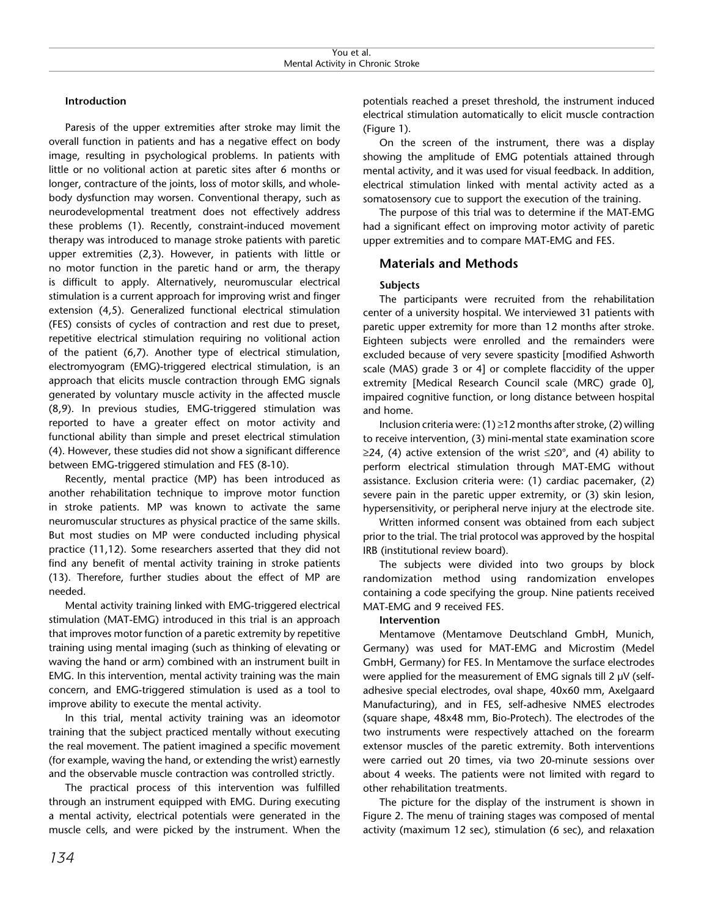### Introduction

Paresis of the upper extremities after stroke may limit the overall function in patients and has a negative effect on body image, resulting in psychological problems. In patients with little or no volitional action at paretic sites after 6 months or longer, contracture of the joints, loss of motor skills, and whole-body dysfunction may worsen. Conventional therapy, such as neurodevelopmental treatment does not effectively address these problems (1). Recently, constraint-induced movement therapy was introduced to manage stroke patients with paretic upper extremities (2,3). However, in patients with little or no motor function in the paretic hand or arm, the therapy is difficult to apply. Alternatively, neuromuscular electrical stimulation is a current approach for improving wrist and finger extension (4,5). Generalized functional electrical stimulation (FES) consists of cycles of contraction and rest due to preset, repetitive electrical stimulation requiring no volitional action of the patient (6,7). Another type of electrical stimulation, electromyogram (EMG)-triggered electrical stimulation, is an approach that elicits muscle contraction through EMG signals generated by voluntary muscle activity in the affected muscle (8,9). In previous studies, EMG-triggered stimulation was reported to have a greater effect on motor activity and functional ability than simple and preset electrical stimulation (4). However, these studies did not show a significant difference between EMG-triggered stimulation and FES (8-10).

Recently, mental practice (MP) has been introduced as another rehabilitation technique to improve motor function in stroke patients. MP was known to activate the same neuromuscular structures as physical practice of the same skills. But most studies on MP were conducted including physical practice (11,12). Some researchers asserted that they did not find any benefit of mental activity training in stroke patients (13). Therefore, further studies about the effect of MP are needed.

Mental activity training linked with EMG-triggered electrical stimulation (MAT-EMG) introduced in this trial is an approach that improves motor function of a paretic extremity by repetitive training using mental imaging (such as thinking of elevating or waving the hand or arm) combined with an instrument built in EMG. In this intervention, mental activity training was the main concern, and EMG-triggered stimulation is used as a tool to improve ability to execute the mental activity.

In this trial, mental activity training was an ideomotor training that the subject practiced mentally without executing the real movement. The patient imagined a specific movement (for example, waving the hand, or extending the wrist) earnestly and the observable muscle contraction was controlled strictly.

The practical process of this intervention was fulfilled through an instrument equipped with EMG. During executing a mental activity, electrical potentials were generated in the muscle cells, and were picked by the instrument. When the potentials reached a preset threshold, the instrument induced electrical stimulation automatically to elicit muscle contraction (Figure 1).

On the screen of the instrument, there was a display showing the amplitude of EMG potentials attained through mental activity, and it was used for visual feedback. In addition, electrical stimulation linked with mental activity acted as a somatosensory cue to support the execution of the training.

The purpose of this trial was to determine if the MAT-EMG had a significant effect on improving motor activity of paretic upper extremities and to compare MAT-EMG and FES.

## Materials and Methods

### Subjects

The participants were recruited from the rehabilitation center of a university hospital. We interviewed 31 patients with paretic upper extremity for more than 12 months after stroke. Eighteen subjects were enrolled and the remainders were excluded because of very severe spasticity [modified Ashworth scale (MAS) grade 3 or 4] or complete flaccidity of the upper extremity [Medical Research Council scale (MRC) grade 0], impaired cognitive function, or long distance between hospital and home.

Inclusion criteria were: (1) ≥12 months after stroke, (2) willing to receive intervention, (3) mini-mental state examination score ≥24, (4) active extension of the wrist ≤20°, and (4) ability to perform electrical stimulation through MAT-EMG without assistance. Exclusion criteria were: (1) cardiac pacemaker, (2) severe pain in the paretic upper extremity, or (3) skin lesion, hypersensitivity, or peripheral nerve injury at the electrode site.

Written informed consent was obtained from each subject prior to the trial. The trial protocol was approved by the hospital IRB (institutional review board).

The subjects were divided into two groups by block randomization method using randomization envelopes containing a code specifying the group. Nine patients received MAT-EMG and 9 received FES.

### Intervention

Mentamove (Mentamove Deutschland GmbH, Munich, Germany) was used for MAT-EMG and Microstim (Medel GmbH, Germany) for FES. In Mentamove the surface electrodes were applied for the measurement of EMG signals till 2 μV (self-adhesive special electrodes, oval shape, 40x60 mm, Axelgaard Manufacturing), and in FES, self-adhesive NMES electrodes (square shape, 48x48 mm, Bio-Protech). The electrodes of the two instruments were respectively attached on the forearm extensor muscles of the paretic extremity. Both interventions were carried out 20 times, via two 20-minute sessions over about 4 weeks. The patients were not limited with regard to other rehabilitation treatments.

The picture for the display of the instrument is shown in Figure 2. The menu of training stages was composed of mental activity (maximum 12 sec), stimulation (6 sec), and relaxation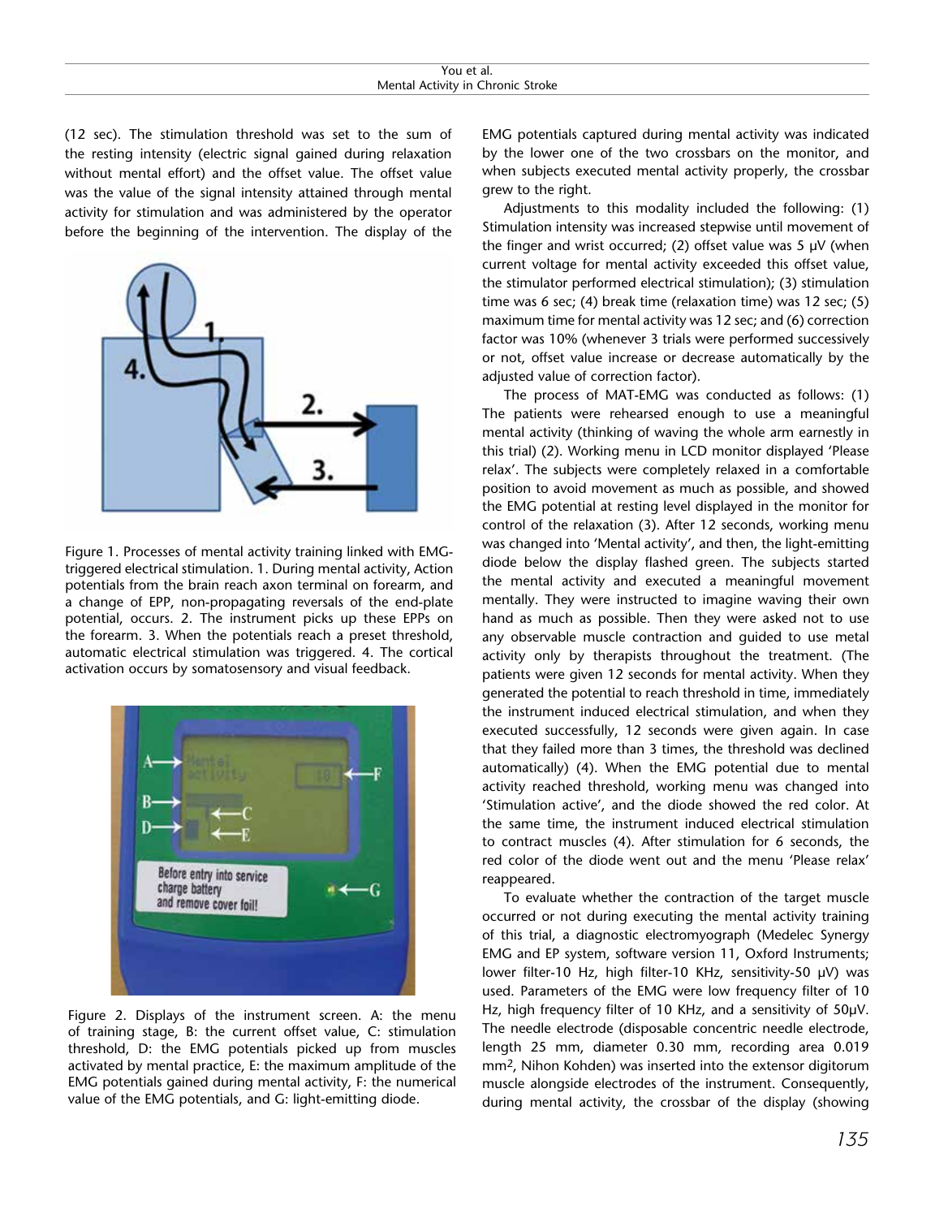(12 sec). The stimulation threshold was set to the sum of the resting intensity (electric signal gained during relaxation without mental effort) and the offset value. The offset value was the value of the signal intensity attained through mental activity for stimulation and was administered by the operator before the beginning of the intervention. The display of the EMG potentials captured during mental activity was indicated by the lower one of the two crossbars on the monitor, and when subjects executed mental activity properly, the crossbar grew to the right.

Figure 1. Processes of mental activity training linked with EMG-triggered electrical stimulation. 1. During mental activity, Action potentials from the brain reach axon terminal on forearm, and a change of EPP, non-propagating reversals of the end-plate potential, occurs. 2. The instrument picks up these EPPs on the forearm. 3. When the potentials reach a preset threshold, automatic electrical stimulation was triggered. 4. The cortical activation occurs by somatosensory and visual feedback.

Figure 2. Displays of the instrument screen. A: the menu of training stage, B: the current offset value, C: stimulation threshold, D: the EMG potentials picked up from muscles activated by mental practice, E: the maximum amplitude of the EMG potentials gained during mental activity, F: the numerical value of the EMG potentials, and G: light-emitting diode.

Adjustments to this modality included the following: (1) Stimulation intensity was increased stepwise until movement of the finger and wrist occurred; (2) offset value was 5 μV (when current voltage for mental activity exceeded this offset value, the stimulator performed electrical stimulation); (3) stimulation time was 6 sec; (4) break time (relaxation time) was 12 sec; (5) maximum time for mental activity was 12 sec; and (6) correction factor was 10% (whenever 3 trials were performed successively or not, offset value increase or decrease automatically by the adjusted value of correction factor).

The process of MAT-EMG was conducted as follows: (1) The patients were rehearsed enough to use a meaningful mental activity (thinking of waving the whole arm earnestly in this trial) (2). Working menu in LCD monitor displayed 'Please relax'. The subjects were completely relaxed in a comfortable position to avoid movement as much as possible, and showed the EMG potential at resting level displayed in the monitor for control of the relaxation (3). After 12 seconds, working menu was changed into 'Mental activity', and then, the light-emitting diode below the display flashed green. The subjects started the mental activity and executed a meaningful movement mentally. They were instructed to imagine waving their own hand as much as possible. Then they were asked not to use any observable muscle contraction and guided to use metal activity only by therapists throughout the treatment. (The patients were given 12 seconds for mental activity. When they generated the potential to reach threshold in time, immediately the instrument induced electrical stimulation, and when they executed successfully, 12 seconds were given again. In case that they failed more than 3 times, the threshold was declined automatically) (4). When the EMG potential due to mental activity reached threshold, working menu was changed into 'Stimulation active', and the diode showed the red color. At the same time, the instrument induced electrical stimulation to contract muscles (4). After stimulation for 6 seconds, the red color of the diode went out and the menu 'Please relax' reappeared.

To evaluate whether the contraction of the target muscle occurred or not during executing the mental activity training of this trial, a diagnostic electromyograph (Medelec Synergy EMG and EP system, software version 11, Oxford Instruments; lower filter-10 Hz, high filter-10 KHz, sensitivity-50 μV) was used. Parameters of the EMG were low frequency filter of 10 Hz, high frequency filter of 10 KHz, and a sensitivity of 50μV. The needle electrode (disposable concentric needle electrode, length 25 mm, diameter 0.30 mm, recording area 0.019 $mm^2$, Nihon Kohden) was inserted into the extensor digitorum muscle alongside electrodes of the instrument. Consequently, during mental activity, the crossbar of the display (showing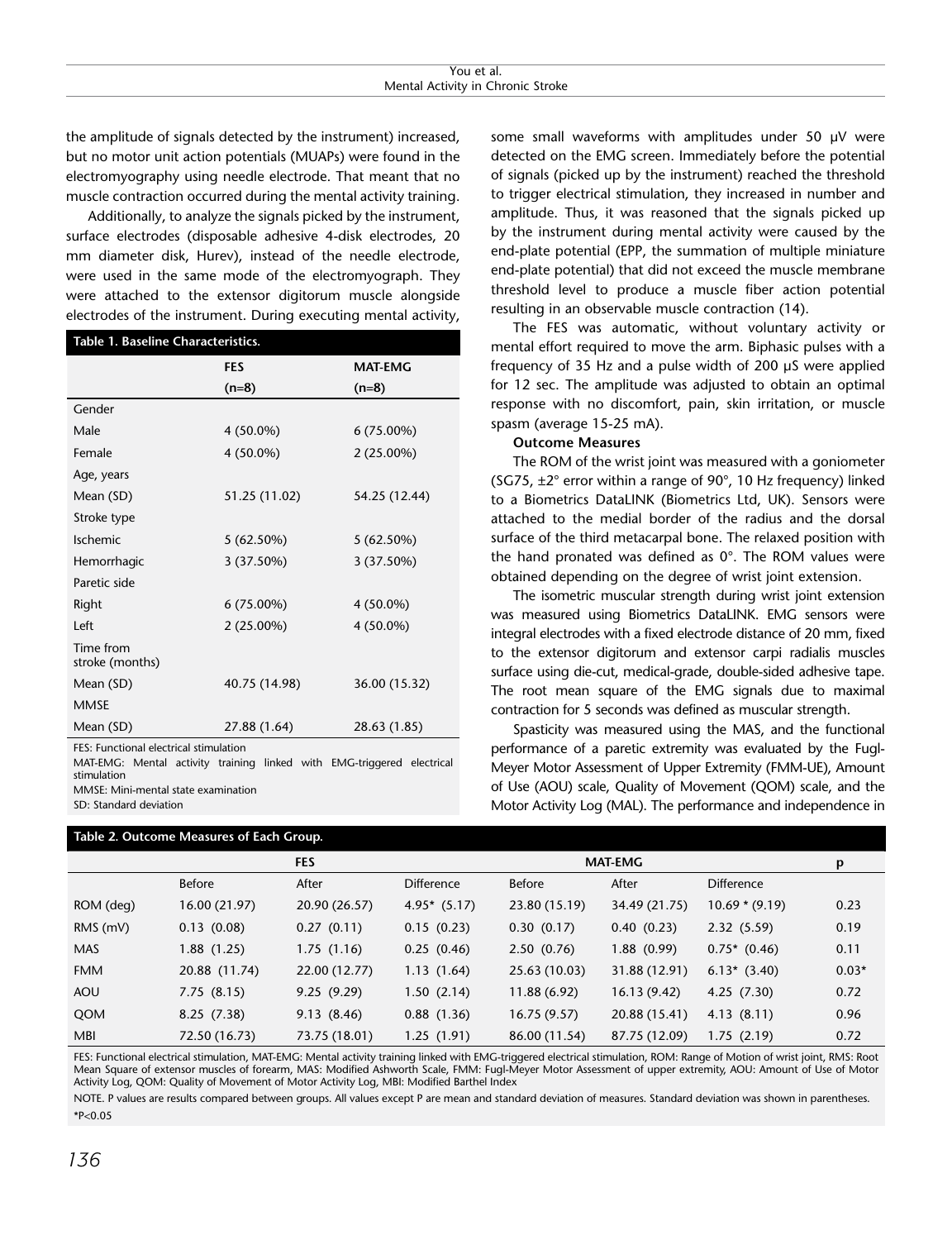the amplitude of signals detected by the instrument) increased, but no motor unit action potentials (MUAPs) were found in the electromyography using needle electrode. That meant that no muscle contraction occurred during the mental activity training.

Additionally, to analyze the signals picked by the instrument, surface electrodes (disposable adhesive 4-disk electrodes, 20 mm diameter disk, Hurev), instead of the needle electrode, were used in the same mode of the electromyograph. They were attached to the extensor digitorum muscle alongside electrodes of the instrument. During executing mental activity, some small waveforms with amplitudes under 50 μV were detected on the EMG screen. Immediately before the potential of signals (picked up by the instrument) reached the threshold to trigger electrical stimulation, they increased in number and amplitude. Thus, it was reasoned that the signals picked up by the instrument during mental activity were caused by the end-plate potential (EPP, the summation of multiple miniature end-plate potential) that did not exceed the muscle membrane threshold level to produce a muscle fiber action potential resulting in an observable muscle contraction (14).

**Table 1. Baseline Characteristics.**

| | FES (n=8) | MAT-EMG (n=8) |
|---|---|---|
| Gender | | |
| Male | 4 (50.0%) | 6 (75.00%) |
| Female | 4 (50.0%) | 2 (25.00%) |
| Age, years | | |
| Mean (SD) | 51.25 (11.02) | 54.25 (12.44) |
| Stroke type | | |
| Ischemic | 5 (62.50%) | 5 (62.50%) |
| Hemorrhagic | 3 (37.50%) | 3 (37.50%) |
| Paretic side | | |
| Right | 6 (75.00%) | 4 (50.0%) |
| Left | 2 (25.00%) | 4 (50.0%) |
| Time from stroke (months) | | |
| Mean (SD) | 40.75 (14.98) | 36.00 (15.32) |
| MMSE | | |
| Mean (SD) | 27.88 (1.64) | 28.63 (1.85) |

FES: Functional electrical stimulation
MAT-EMG: Mental activity training linked with EMG-triggered electrical stimulation
MMSE: Mini-mental state examination
SD: Standard deviation

The FES was automatic, without voluntary activity or mental effort required to move the arm. Biphasic pulses with a frequency of 35 Hz and a pulse width of 200 μS were applied for 12 sec. The amplitude was adjusted to obtain an optimal response with no discomfort, pain, skin irritation, or muscle spasm (average 15-25 mA).

**Outcome Measures**

The ROM of the wrist joint was measured with a goniometer (SG75, ±2° error within a range of 90°, 10 Hz frequency) linked to a Biometrics DataLINK (Biometrics Ltd, UK). Sensors were attached to the medial border of the radius and the dorsal surface of the third metacarpal bone. The relaxed position with the hand pronated was defined as 0°. The ROM values were obtained depending on the degree of wrist joint extension.

The isometric muscular strength during wrist joint extension was measured using Biometrics DataLINK. EMG sensors were integral electrodes with a fixed electrode distance of 20 mm, fixed to the extensor digitorum and extensor carpi radialis muscles surface using die-cut, medical-grade, double-sided adhesive tape. The root mean square of the EMG signals due to maximal contraction for 5 seconds was defined as muscular strength.

Spasticity was measured using the MAS, and the functional performance of a paretic extremity was evaluated by the Fugl-Meyer Motor Assessment of Upper Extremity (FMM-UE), Amount of Use (AOU) scale, Quality of Movement (QOM) scale, and the Motor Activity Log (MAL). The performance and independence in

**Table 2. Outcome Measures of Each Group.**

| | FES | | | MAT-EMG | | | p |
|---|---|---|---|---|---|---|---|
| | Before | After | Difference | Before | After | Difference | |
| ROM (deg) | 16.00 (21.97) | 20.90 (26.57) | 4.95* (5.17) | 23.80 (15.19) | 34.49 (21.75) | 10.69 * (9.19) | 0.23 |
| RMS (mV) | 0.13 (0.08) | 0.27 (0.11) | 0.15 (0.23) | 0.30 (0.17) | 0.40 (0.23) | 2.32 (5.59) | 0.19 |
| MAS | 1.88 (1.25) | 1.75 (1.16) | 0.25 (0.46) | 2.50 (0.76) | 1.88 (0.99) | 0.75* (0.46) | 0.11 |
| FMM | 20.88 (11.74) | 22.00 (12.77) | 1.13 (1.64) | 25.63 (10.03) | 31.88 (12.91) | 6.13* (3.40) | 0.03* |
| AOU | 7.75 (8.15) | 9.25 (9.29) | 1.50 (2.14) | 11.88 (6.92) | 16.13 (9.42) | 4.25 (7.30) | 0.72 |
| QOM | 8.25 (7.38) | 9.13 (8.46) | 0.88 (1.36) | 16.75 (9.57) | 20.88 (15.41) | 4.13 (8.11) | 0.96 |
| MBI | 72.50 (16.73) | 73.75 (18.01) | 1.25 (1.91) | 86.00 (11.54) | 87.75 (12.09) | 1.75 (2.19) | 0.72 |

FES: Functional electrical stimulation, MAT-EMG: Mental activity training linked with EMG-triggered electrical stimulation, ROM: Range of Motion of wrist joint, RMS: Root Mean Square of extensor muscles of forearm, MAS: Modified Ashworth Scale, FMM: Fugl-Meyer Motor Assessment of upper extremity, AOU: Amount of Use of Motor Activity Log, QOM: Quality of Movement of Motor Activity Log, MBI: Modified Barthel Index

NOTE. P values are results compared between groups. All values except P are mean and standard deviation of measures. Standard deviation was shown in parentheses.
*P<0.05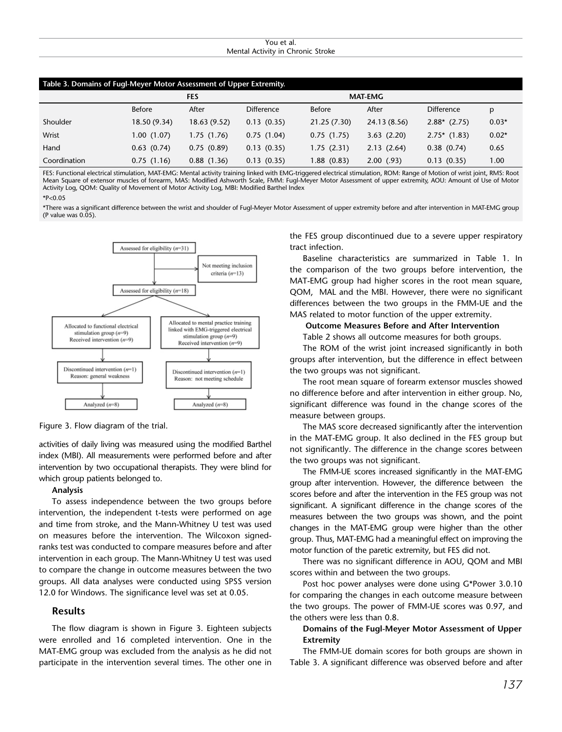**Table 3. Domains of Fugl-Meyer Motor Assessment of Upper Extremity.**

| | FES | | | MAT-EMG | | | |
|---|---|---|---|---|---|---|---|
| | Before | After | Difference | Before | After | Difference | p |
| Shoulder | 18.50 (9.34) | 18.63 (9.52) | 0.13 (0.35) | 21.25 (7.30) | 24.13 (8.56) | 2.88* (2.75) | 0.03* |
| Wrist | 1.00 (1.07) | 1.75 (1.76) | 0.75 (1.04) | 0.75 (1.75) | 3.63 (2.20) | 2.75* (1.83) | 0.02* |
| Hand | 0.63 (0.74) | 0.75 (0.89) | 0.13 (0.35) | 1.75 (2.31) | 2.13 (2.64) | 0.38 (0.74) | 0.65 |
| Coordination | 0.75 (1.16) | 0.88 (1.36) | 0.13 (0.35) | 1.88 (0.83) | 2.00 (.93) | 0.13 (0.35) | 1.00 |

FES: Functional electrical stimulation, MAT-EMG: Mental activity training linked with EMG-triggered electrical stimulation, ROM: Range of Motion of wrist joint, RMS: Root Mean Square of extensor muscles of forearm, MAS: Modified Ashworth Scale, FMM: Fugl-Meyer Motor Assessment of upper extremity, AOU: Amount of Use of Motor Activity Log, QOM: Quality of Movement of Motor Activity Log, MBI: Modified Barthel Index

*P<0.05

*There was a significant difference between the wrist and shoulder of Fugl-Meyer Motor Assessment of upper extremity before and after intervention in MAT-EMG group (P value was 0.05).

Figure 3. Flow diagram of the trial.

activities of daily living was measured using the modified Barthel index (MBI). All measurements were performed before and after intervention by two occupational therapists. They were blind for which group patients belonged to.

**Analysis**

To assess independence between the two groups before intervention, the independent t-tests were performed on age and time from stroke, and the Mann-Whitney U test was used on measures before the intervention. The Wilcoxon signed-ranks test was conducted to compare measures before and after intervention in each group. The Mann-Whitney U test was used to compare the change in outcome measures between the two groups. All data analyses were conducted using SPSS version 12.0 for Windows. The significance level was set at 0.05.

## Results

The flow diagram is shown in Figure 3. Eighteen subjects were enrolled and 16 completed intervention. One in the MAT-EMG group was excluded from the analysis as he did not participate in the intervention several times. The other one in the FES group discontinued due to a severe upper respiratory tract infection.

Baseline characteristics are summarized in Table 1. In the comparison of the two groups before intervention, the MAT-EMG group had higher scores in the root mean square, QOM, MAL and the MBI. However, there were no significant differences between the two groups in the FMM-UE and the MAS related to motor function of the upper extremity.

**Outcome Measures Before and After Intervention**

Table 2 shows all outcome measures for both groups.

The ROM of the wrist joint increased significantly in both groups after intervention, but the difference in effect between the two groups was not significant.

The root mean square of forearm extensor muscles showed no difference before and after intervention in either group. No, significant difference was found in the change scores of the measure between groups.

The MAS score decreased significantly after the intervention in the MAT-EMG group. It also declined in the FES group but not significantly. The difference in the change scores between the two groups was not significant.

The FMM-UE scores increased significantly in the MAT-EMG group after intervention. However, the difference between the scores before and after the intervention in the FES group was not significant. A significant difference in the change scores of the measures between the two groups was shown, and the point changes in the MAT-EMG group were higher than the other group. Thus, MAT-EMG had a meaningful effect on improving the motor function of the paretic extremity, but FES did not.

There was no significant difference in AOU, QOM and MBI scores within and between the two groups.

Post hoc power analyses were done using G*Power 3.0.10 for comparing the changes in each outcome measure between the two groups. The power of FMM-UE scores was 0.97, and the others were less than 0.8.

**Domains of the Fugl-Meyer Motor Assessment of Upper Extremity**

The FMM-UE domain scores for both groups are shown in Table 3. A significant difference was observed before and after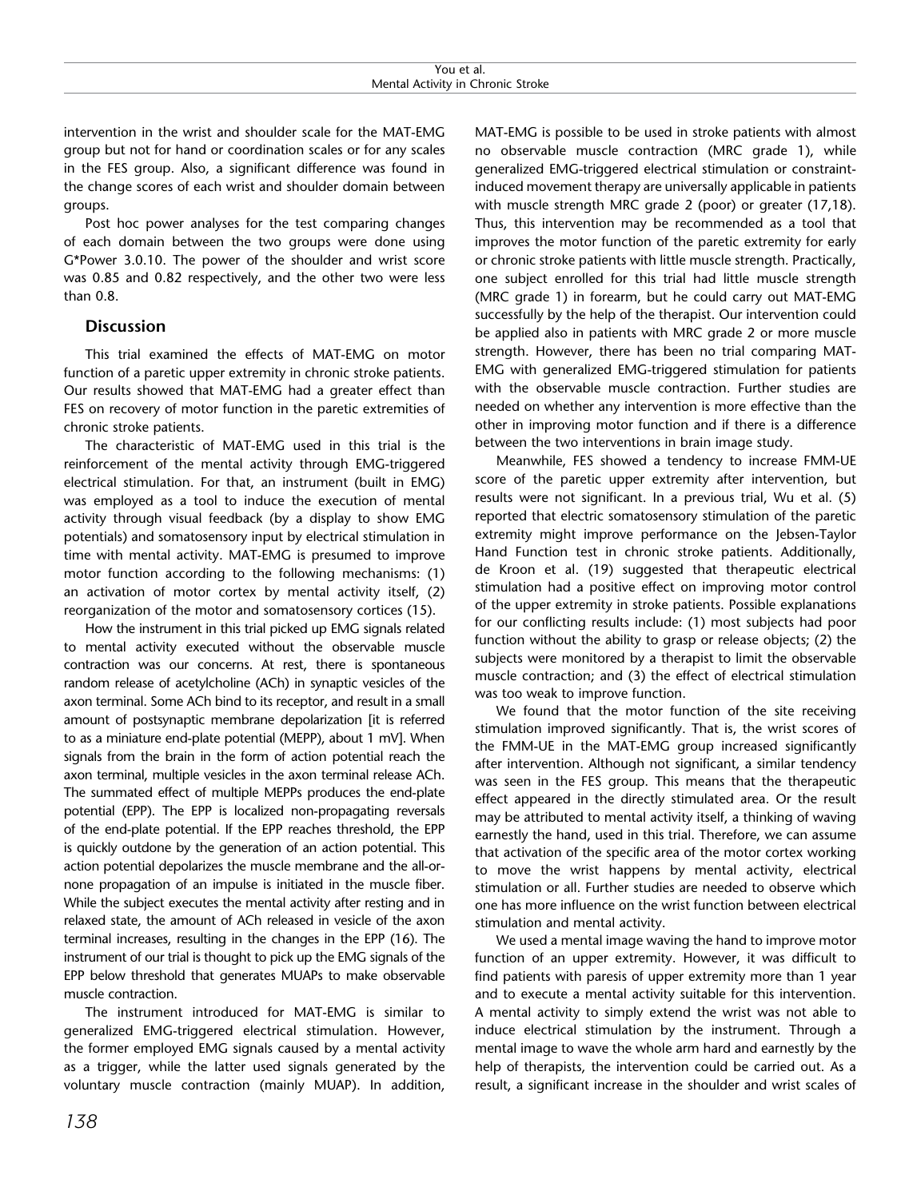intervention in the wrist and shoulder scale for the MAT-EMG group but not for hand or coordination scales or for any scales in the FES group. Also, a significant difference was found in the change scores of each wrist and shoulder domain between groups.

Post hoc power analyses for the test comparing changes of each domain between the two groups were done using G*Power 3.0.10. The power of the shoulder and wrist score was 0.85 and 0.82 respectively, and the other two were less than 0.8.

## Discussion

This trial examined the effects of MAT-EMG on motor function of a paretic upper extremity in chronic stroke patients. Our results showed that MAT-EMG had a greater effect than FES on recovery of motor function in the paretic extremities of chronic stroke patients.

The characteristic of MAT-EMG used in this trial is the reinforcement of the mental activity through EMG-triggered electrical stimulation. For that, an instrument (built in EMG) was employed as a tool to induce the execution of mental activity through visual feedback (by a display to show EMG potentials) and somatosensory input by electrical stimulation in time with mental activity. MAT-EMG is presumed to improve motor function according to the following mechanisms: (1) an activation of motor cortex by mental activity itself, (2) reorganization of the motor and somatosensory cortices (15).

How the instrument in this trial picked up EMG signals related to mental activity executed without the observable muscle contraction was our concerns. At rest, there is spontaneous random release of acetylcholine (ACh) in synaptic vesicles of the axon terminal. Some ACh bind to its receptor, and result in a small amount of postsynaptic membrane depolarization [it is referred to as a miniature end-plate potential (MEPP), about 1 mV]. When signals from the brain in the form of action potential reach the axon terminal, multiple vesicles in the axon terminal release ACh. The summated effect of multiple MEPPs produces the end-plate potential (EPP). The EPP is localized non-propagating reversals of the end-plate potential. If the EPP reaches threshold, the EPP is quickly outdone by the generation of an action potential. This action potential depolarizes the muscle membrane and the all-or-none propagation of an impulse is initiated in the muscle fiber. While the subject executes the mental activity after resting and in relaxed state, the amount of ACh released in vesicle of the axon terminal increases, resulting in the changes in the EPP (16). The instrument of our trial is thought to pick up the EMG signals of the EPP below threshold that generates MUAPs to make observable muscle contraction.

The instrument introduced for MAT-EMG is similar to generalized EMG-triggered electrical stimulation. However, the former employed EMG signals caused by a mental activity as a trigger, while the latter used signals generated by the voluntary muscle contraction (mainly MUAP). In addition, MAT-EMG is possible to be used in stroke patients with almost no observable muscle contraction (MRC grade 1), while generalized EMG-triggered electrical stimulation or constraint-induced movement therapy are universally applicable in patients with muscle strength MRC grade 2 (poor) or greater (17,18). Thus, this intervention may be recommended as a tool that improves the motor function of the paretic extremity for early or chronic stroke patients with little muscle strength. Practically, one subject enrolled for this trial had little muscle strength (MRC grade 1) in forearm, but he could carry out MAT-EMG successfully by the help of the therapist. Our intervention could be applied also in patients with MRC grade 2 or more muscle strength. However, there has been no trial comparing MAT-EMG with generalized EMG-triggered stimulation for patients with the observable muscle contraction. Further studies are needed on whether any intervention is more effective than the other in improving motor function and if there is a difference between the two interventions in brain image study.

Meanwhile, FES showed a tendency to increase FMM-UE score of the paretic upper extremity after intervention, but results were not significant. In a previous trial, Wu et al. (5) reported that electric somatosensory stimulation of the paretic extremity might improve performance on the Jebsen-Taylor Hand Function test in chronic stroke patients. Additionally, de Kroon et al. (19) suggested that therapeutic electrical stimulation had a positive effect on improving motor control of the upper extremity in stroke patients. Possible explanations for our conflicting results include: (1) most subjects had poor function without the ability to grasp or release objects; (2) the subjects were monitored by a therapist to limit the observable muscle contraction; and (3) the effect of electrical stimulation was too weak to improve function.

We found that the motor function of the site receiving stimulation improved significantly. That is, the wrist scores of the FMM-UE in the MAT-EMG group increased significantly after intervention. Although not significant, a similar tendency was seen in the FES group. This means that the therapeutic effect appeared in the directly stimulated area. Or the result may be attributed to mental activity itself, a thinking of waving earnestly the hand, used in this trial. Therefore, we can assume that activation of the specific area of the motor cortex working to move the wrist happens by mental activity, electrical stimulation or all. Further studies are needed to observe which one has more influence on the wrist function between electrical stimulation and mental activity.

We used a mental image waving the hand to improve motor function of an upper extremity. However, it was difficult to find patients with paresis of upper extremity more than 1 year and to execute a mental activity suitable for this intervention. A mental activity to simply extend the wrist was not able to induce electrical stimulation by the instrument. Through a mental image to wave the whole arm hard and earnestly by the help of therapists, the intervention could be carried out. As a result, a significant increase in the shoulder and wrist scales of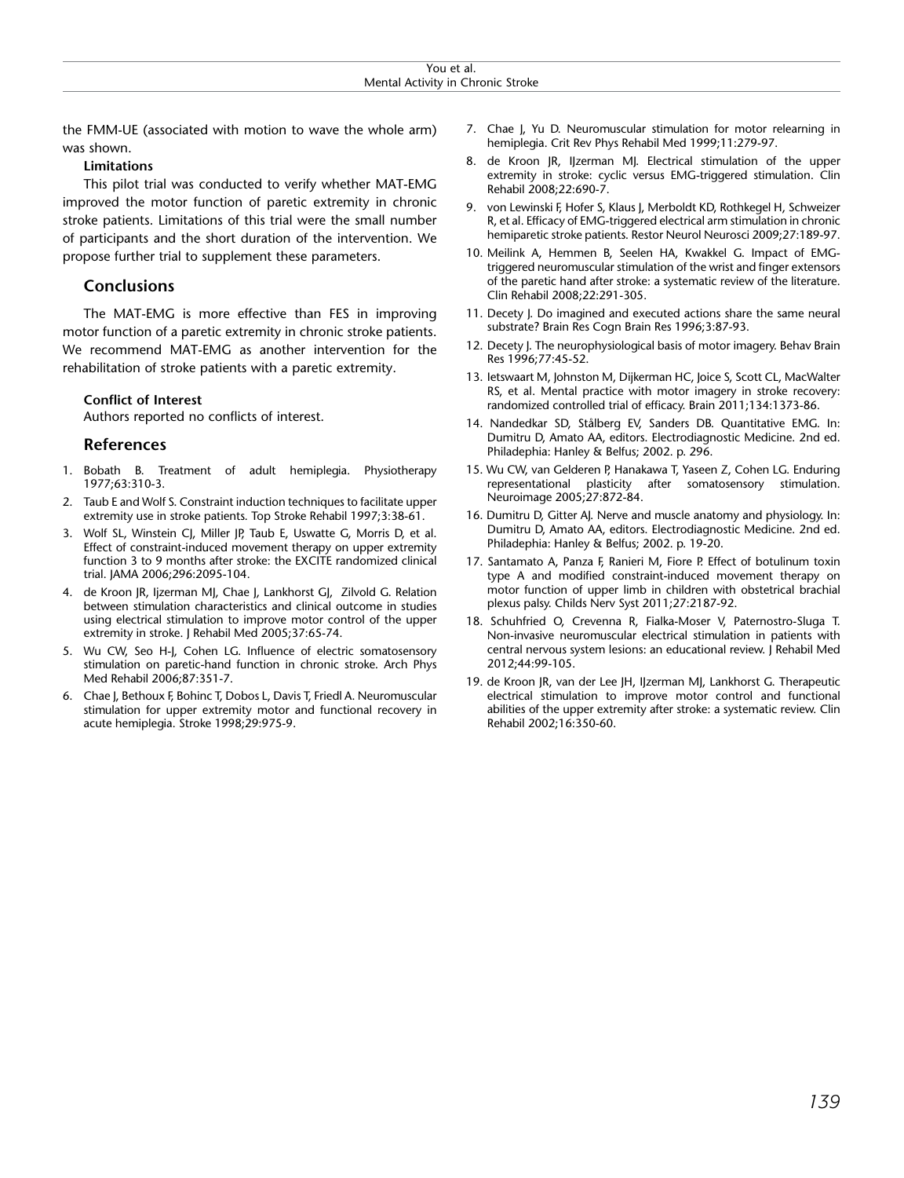the FMM-UE (associated with motion to wave the whole arm) was shown.

**Limitations**

This pilot trial was conducted to verify whether MAT-EMG improved the motor function of paretic extremity in chronic stroke patients. Limitations of this trial were the small number of participants and the short duration of the intervention. We propose further trial to supplement these parameters.

## Conclusions

The MAT-EMG is more effective than FES in improving motor function of a paretic extremity in chronic stroke patients. We recommend MAT-EMG as another intervention for the rehabilitation of stroke patients with a paretic extremity.

**Conflict of Interest**

Authors reported no conflicts of interest.

## References

1. Bobath B. Treatment of adult hemiplegia. Physiotherapy 1977;63:310-3.
2. Taub E and Wolf S. Constraint induction techniques to facilitate upper extremity use in stroke patients. Top Stroke Rehabil 1997;3:38-61.
3. Wolf SL, Winstein CJ, Miller JP, Taub E, Uswatte G, Morris D, et al. Effect of constraint-induced movement therapy on upper extremity function 3 to 9 months after stroke: the EXCITE randomized clinical trial. JAMA 2006;296:2095-104.
4. de Kroon JR, Ijzerman MJ, Chae J, Lankhorst GJ, Zilvold G. Relation between stimulation characteristics and clinical outcome in studies using electrical stimulation to improve motor control of the upper extremity in stroke. J Rehabil Med 2005;37:65-74.
5. Wu CW, Seo H-J, Cohen LG. Influence of electric somatosensory stimulation on paretic-hand function in chronic stroke. Arch Phys Med Rehabil 2006;87:351-7.
6. Chae J, Bethoux F, Bohinc T, Dobos L, Davis T, Friedl A. Neuromuscular stimulation for upper extremity motor and functional recovery in acute hemiplegia. Stroke 1998;29:975-9.
7. Chae J, Yu D. Neuromuscular stimulation for motor relearning in hemiplegia. Crit Rev Phys Rehabil Med 1999;11:279-97.
8. de Kroon JR, IJzerman MJ. Electrical stimulation of the upper extremity in stroke: cyclic versus EMG-triggered stimulation. Clin Rehabil 2008;22:690-7.
9. von Lewinski F, Hofer S, Klaus J, Merboldt KD, Rothkegel H, Schweizer R, et al. Efficacy of EMG-triggered electrical arm stimulation in chronic hemiparetic stroke patients. Restor Neurol Neurosci 2009;27:189-97.
10. Meilink A, Hemmen B, Seelen HA, Kwakkel G. Impact of EMG-triggered neuromuscular stimulation of the wrist and finger extensors of the paretic hand after stroke: a systematic review of the literature. Clin Rehabil 2008;22:291-305.
11. Decety J. Do imagined and executed actions share the same neural substrate? Brain Res Cogn Brain Res 1996;3:87-93.
12. Decety J. The neurophysiological basis of motor imagery. Behav Brain Res 1996;77:45-52.
13. Ietswaart M, Johnston M, Dijkerman HC, Joice S, Scott CL, MacWalter RS, et al. Mental practice with motor imagery in stroke recovery: randomized controlled trial of efficacy. Brain 2011;134:1373-86.
14. Nandedkar SD, Stålberg EV, Sanders DB. Quantitative EMG. In: Dumitru D, Amato AA, editors. Electrodiagnostic Medicine. 2nd ed. Philadephia: Hanley & Belfus; 2002. p. 296.
15. Wu CW, van Gelderen P, Hanakawa T, Yaseen Z, Cohen LG. Enduring representational plasticity after somatosensory stimulation. Neuroimage 2005;27:872-84.
16. Dumitru D, Gitter AJ. Nerve and muscle anatomy and physiology. In: Dumitru D, Amato AA, editors. Electrodiagnostic Medicine. 2nd ed. Philadephia: Hanley & Belfus; 2002. p. 19-20.
17. Santamato A, Panza F, Ranieri M, Fiore P. Effect of botulinum toxin type A and modified constraint-induced movement therapy on motor function of upper limb in children with obstetrical brachial plexus palsy. Childs Nerv Syst 2011;27:2187-92.
18. Schuhfried O, Crevenna R, Fialka-Moser V, Paternostro-Sluga T. Non-invasive neuromuscular electrical stimulation in patients with central nervous system lesions: an educational review. J Rehabil Med 2012;44:99-105.
19. de Kroon JR, van der Lee JH, IJzerman MJ, Lankhorst G. Therapeutic electrical stimulation to improve motor control and functional abilities of the upper extremity after stroke: a systematic review. Clin Rehabil 2002;16:350-60.